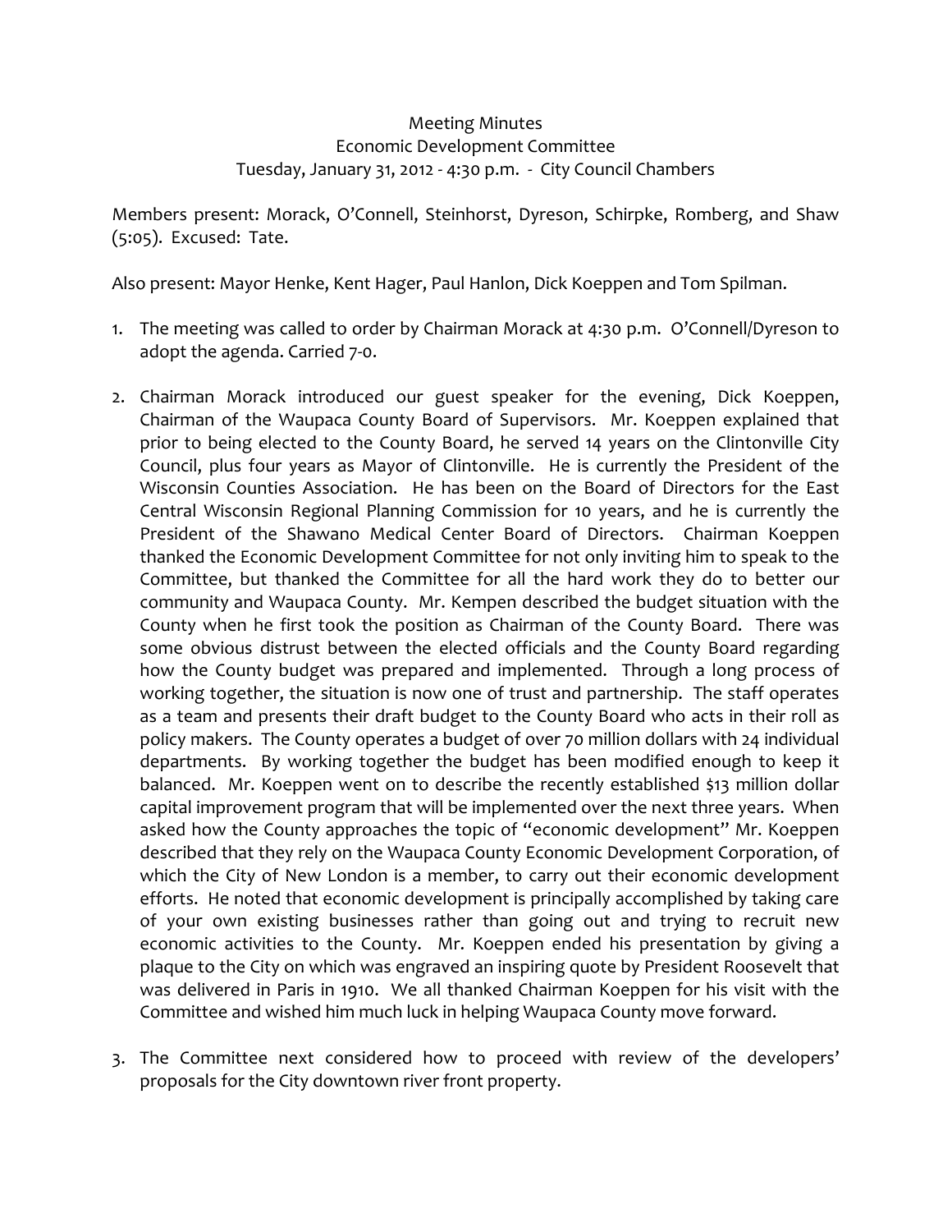Meeting Minutes
Economic Development Committee
Tuesday, January 31, 2012 - 4:30 p.m. - City Council Chambers

Members present: Morack, O'Connell, Steinhorst, Dyreson, Schirpke, Romberg, and Shaw (5:05). Excused: Tate.

Also present: Mayor Henke, Kent Hager, Paul Hanlon, Dick Koeppen and Tom Spilman.

1. The meeting was called to order by Chairman Morack at 4:30 p.m. O'Connell/Dyreson to adopt the agenda. Carried 7-0.

2. Chairman Morack introduced our guest speaker for the evening, Dick Koeppen, Chairman of the Waupaca County Board of Supervisors. Mr. Koeppen explained that prior to being elected to the County Board, he served 14 years on the Clintonville City Council, plus four years as Mayor of Clintonville. He is currently the President of the Wisconsin Counties Association. He has been on the Board of Directors for the East Central Wisconsin Regional Planning Commission for 10 years, and he is currently the President of the Shawano Medical Center Board of Directors. Chairman Koeppen thanked the Economic Development Committee for not only inviting him to speak to the Committee, but thanked the Committee for all the hard work they do to better our community and Waupaca County. Mr. Kempen described the budget situation with the County when he first took the position as Chairman of the County Board. There was some obvious distrust between the elected officials and the County Board regarding how the County budget was prepared and implemented. Through a long process of working together, the situation is now one of trust and partnership. The staff operates as a team and presents their draft budget to the County Board who acts in their roll as policy makers. The County operates a budget of over 70 million dollars with 24 individual departments. By working together the budget has been modified enough to keep it balanced. Mr. Koeppen went on to describe the recently established $13 million dollar capital improvement program that will be implemented over the next three years. When asked how the County approaches the topic of "economic development" Mr. Koeppen described that they rely on the Waupaca County Economic Development Corporation, of which the City of New London is a member, to carry out their economic development efforts. He noted that economic development is principally accomplished by taking care of your own existing businesses rather than going out and trying to recruit new economic activities to the County. Mr. Koeppen ended his presentation by giving a plaque to the City on which was engraved an inspiring quote by President Roosevelt that was delivered in Paris in 1910. We all thanked Chairman Koeppen for his visit with the Committee and wished him much luck in helping Waupaca County move forward.

3. The Committee next considered how to proceed with review of the developers' proposals for the City downtown river front property.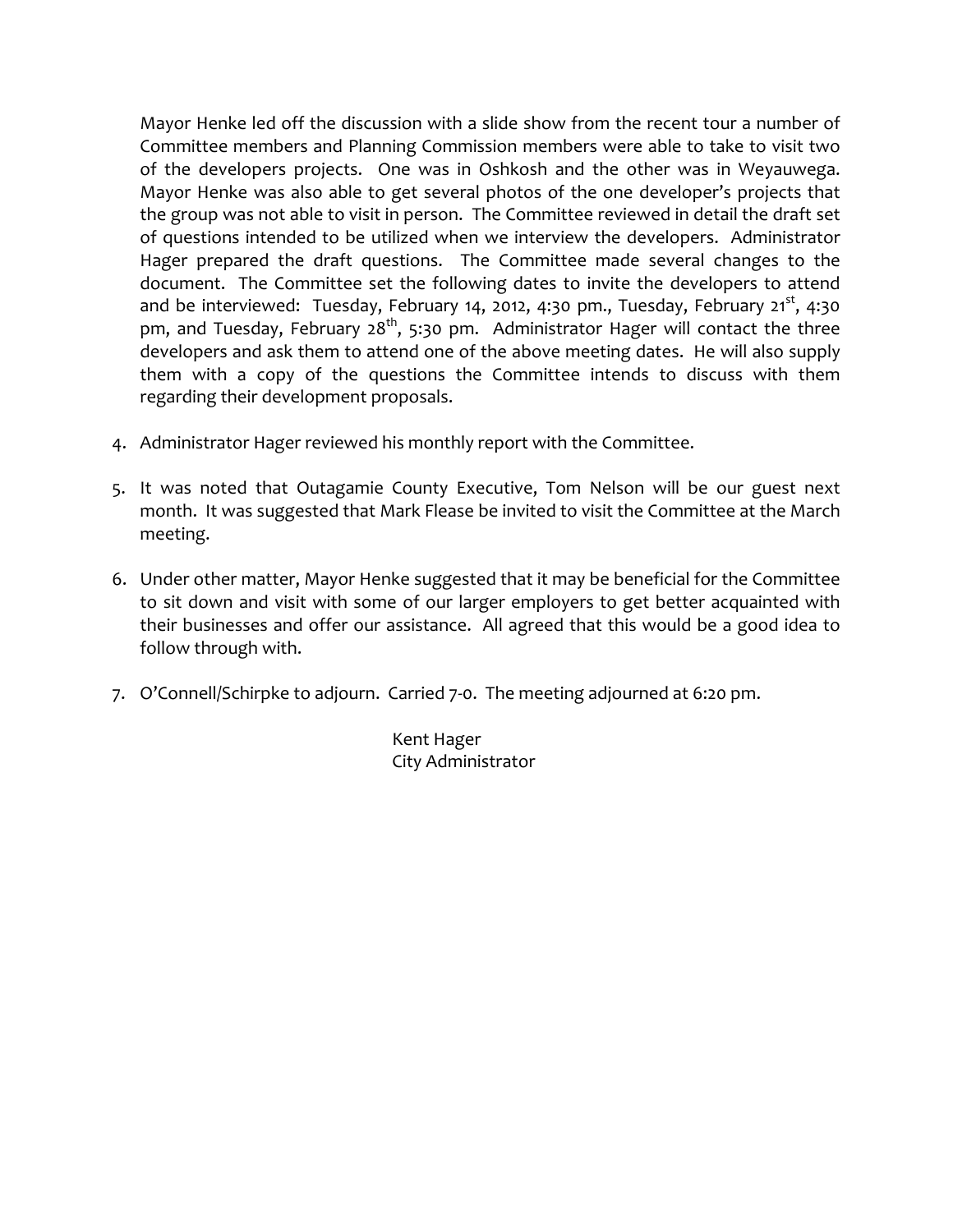Mayor Henke led off the discussion with a slide show from the recent tour a number of Committee members and Planning Commission members were able to take to visit two of the developers projects. One was in Oshkosh and the other was in Weyauwega. Mayor Henke was also able to get several photos of the one developer's projects that the group was not able to visit in person. The Committee reviewed in detail the draft set of questions intended to be utilized when we interview the developers. Administrator Hager prepared the draft questions. The Committee made several changes to the document. The Committee set the following dates to invite the developers to attend and be interviewed: Tuesday, February 14, 2012, 4:30 pm., Tuesday, February 21st, 4:30 pm, and Tuesday, February 28th, 5:30 pm. Administrator Hager will contact the three developers and ask them to attend one of the above meeting dates. He will also supply them with a copy of the questions the Committee intends to discuss with them regarding their development proposals.

4. Administrator Hager reviewed his monthly report with the Committee.

5. It was noted that Outagamie County Executive, Tom Nelson will be our guest next month. It was suggested that Mark Flease be invited to visit the Committee at the March meeting.

6. Under other matter, Mayor Henke suggested that it may be beneficial for the Committee to sit down and visit with some of our larger employers to get better acquainted with their businesses and offer our assistance. All agreed that this would be a good idea to follow through with.

7. O'Connell/Schirpke to adjourn. Carried 7-0. The meeting adjourned at 6:20 pm.

Kent Hager
City Administrator